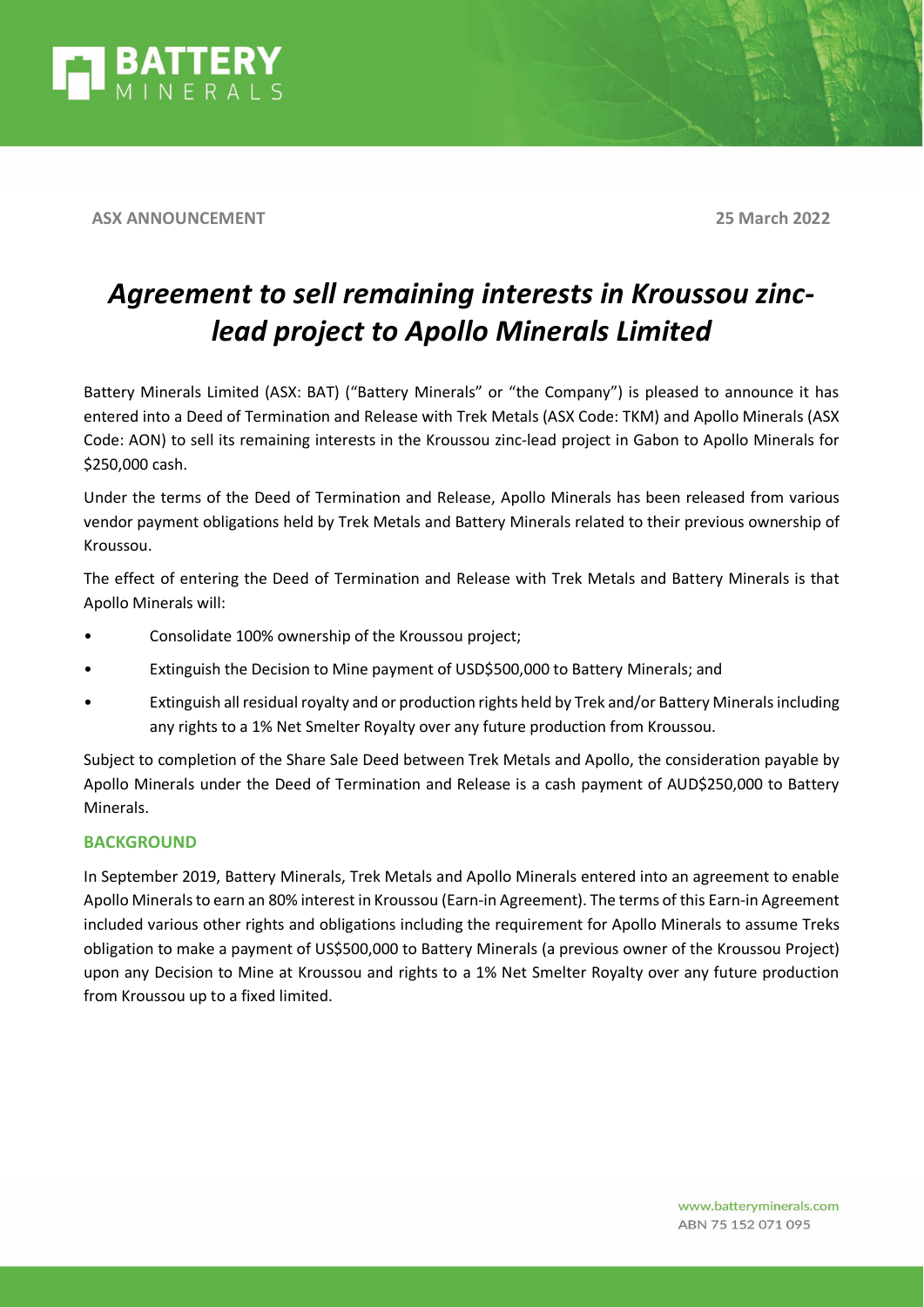**ASX ANNOUNCEMENT** **25 March 2022**

# *Agreement to sell remaining interests in Kroussou zinc-lead project to Apollo Minerals Limited*

Battery Minerals Limited (ASX: BAT) ("Battery Minerals" or "the Company") is pleased to announce it has entered into a Deed of Termination and Release with Trek Metals (ASX Code: TKM) and Apollo Minerals (ASX Code: AON) to sell its remaining interests in the Kroussou zinc-lead project in Gabon to Apollo Minerals for $250,000 cash.

Under the terms of the Deed of Termination and Release, Apollo Minerals has been released from various vendor payment obligations held by Trek Metals and Battery Minerals related to their previous ownership of Kroussou.

The effect of entering the Deed of Termination and Release with Trek Metals and Battery Minerals is that Apollo Minerals will:

- Consolidate 100% ownership of the Kroussou project;
- Extinguish the Decision to Mine payment of USD$500,000 to Battery Minerals; and
- Extinguish all residual royalty and or production rights held by Trek and/or Battery Minerals including any rights to a 1% Net Smelter Royalty over any future production from Kroussou.

Subject to completion of the Share Sale Deed between Trek Metals and Apollo, the consideration payable by Apollo Minerals under the Deed of Termination and Release is a cash payment of AUD$250,000 to Battery Minerals.

## BACKGROUND

In September 2019, Battery Minerals, Trek Metals and Apollo Minerals entered into an agreement to enable Apollo Minerals to earn an 80% interest in Kroussou (Earn-in Agreement). The terms of this Earn-in Agreement included various other rights and obligations including the requirement for Apollo Minerals to assume Treks obligation to make a payment of US$500,000 to Battery Minerals (a previous owner of the Kroussou Project) upon any Decision to Mine at Kroussou and rights to a 1% Net Smelter Royalty over any future production from Kroussou up to a fixed limited.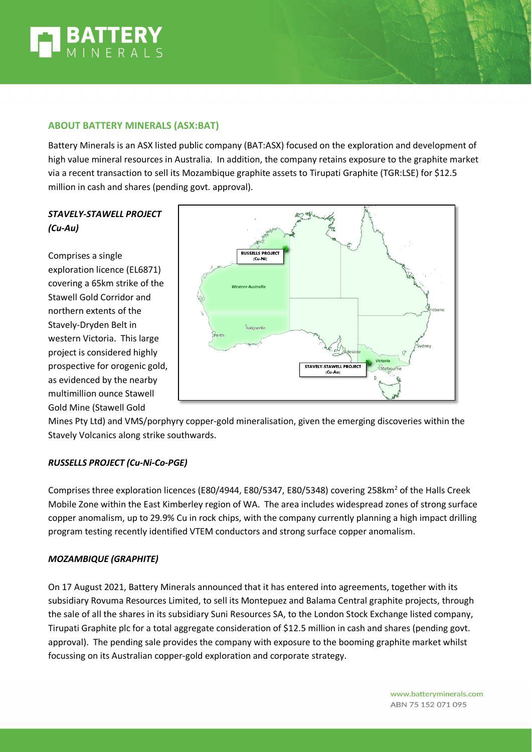## ABOUT BATTERY MINERALS (ASX:BAT)

Battery Minerals is an ASX listed public company (BAT:ASX) focused on the exploration and development of high value mineral resources in Australia. In addition, the company retains exposure to the graphite market via a recent transaction to sell its Mozambique graphite assets to Tirupati Graphite (TGR:LSE) for $12.5 million in cash and shares (pending govt. approval).

### *STAVELY-STAWELL PROJECT (Cu-Au)*

Comprises a single exploration licence (EL6871) covering a 65km strike of the Stawell Gold Corridor and northern extents of the Stavely-Dryden Belt in western Victoria. This large project is considered highly prospective for orogenic gold, as evidenced by the nearby multimillion ounce Stawell Gold Mine (Stawell Gold Mines Pty Ltd) and VMS/porphyry copper-gold mineralisation, given the emerging discoveries within the Stavely Volcanics along strike southwards.

### *RUSSELLS PROJECT (Cu-Ni-Co-PGE)*

Comprises three exploration licences (E80/4944, E80/5347, E80/5348) covering 258km$^2$ of the Halls Creek Mobile Zone within the East Kimberley region of WA. The area includes widespread zones of strong surface copper anomalism, up to 29.9% Cu in rock chips, with the company currently planning a high impact drilling program testing recently identified VTEM conductors and strong surface copper anomalism.

### *MOZAMBIQUE (GRAPHITE)*

On 17 August 2021, Battery Minerals announced that it has entered into agreements, together with its subsidiary Rovuma Resources Limited, to sell its Montepuez and Balama Central graphite projects, through the sale of all the shares in its subsidiary Suni Resources SA, to the London Stock Exchange listed company, Tirupati Graphite plc for a total aggregate consideration of $12.5 million in cash and shares (pending govt. approval). The pending sale provides the company with exposure to the booming graphite market whilst focussing on its Australian copper-gold exploration and corporate strategy.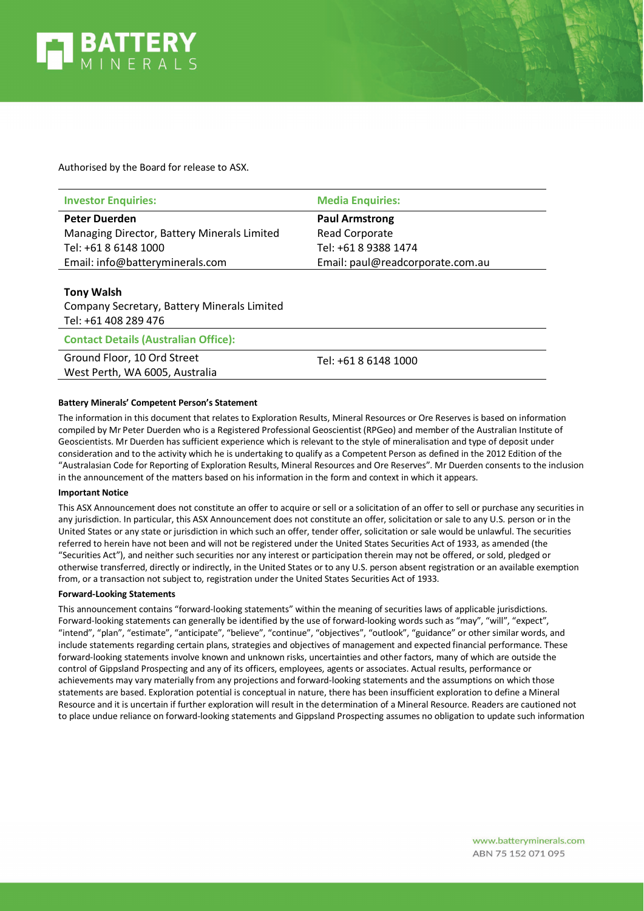Authorised by the Board for release to ASX.

| **Investor Enquiries:** | **Media Enquiries:** |
|---|---|
| **Peter Duerden** | **Paul Armstrong** |
| Managing Director, Battery Minerals Limited | Read Corporate |
| Tel: +61 8 6148 1000 | Tel: +61 8 9388 1474 |
| Email: info@batteryminerals.com | Email: paul@readcorporate.com.au |

**Tony Walsh**
Company Secretary, Battery Minerals Limited
Tel: +61 408 289 476

| **Contact Details (Australian Office):** | |
|---|---|
| Ground Floor, 10 Ord Street<br>West Perth, WA 6005, Australia | Tel: +61 8 6148 1000 |

**Battery Minerals' Competent Person's Statement**

The information in this document that relates to Exploration Results, Mineral Resources or Ore Reserves is based on information compiled by Mr Peter Duerden who is a Registered Professional Geoscientist (RPGeo) and member of the Australian Institute of Geoscientists. Mr Duerden has sufficient experience which is relevant to the style of mineralisation and type of deposit under consideration and to the activity which he is undertaking to qualify as a Competent Person as defined in the 2012 Edition of the "Australasian Code for Reporting of Exploration Results, Mineral Resources and Ore Reserves". Mr Duerden consents to the inclusion in the announcement of the matters based on his information in the form and context in which it appears.

**Important Notice**

This ASX Announcement does not constitute an offer to acquire or sell or a solicitation of an offer to sell or purchase any securities in any jurisdiction. In particular, this ASX Announcement does not constitute an offer, solicitation or sale to any U.S. person or in the United States or any state or jurisdiction in which such an offer, tender offer, solicitation or sale would be unlawful. The securities referred to herein have not been and will not be registered under the United States Securities Act of 1933, as amended (the "Securities Act"), and neither such securities nor any interest or participation therein may not be offered, or sold, pledged or otherwise transferred, directly or indirectly, in the United States or to any U.S. person absent registration or an available exemption from, or a transaction not subject to, registration under the United States Securities Act of 1933.

**Forward-Looking Statements**

This announcement contains "forward-looking statements" within the meaning of securities laws of applicable jurisdictions. Forward-looking statements can generally be identified by the use of forward-looking words such as "may", "will", "expect", "intend", "plan", "estimate", "anticipate", "believe", "continue", "objectives", "outlook", "guidance" or other similar words, and include statements regarding certain plans, strategies and objectives of management and expected financial performance. These forward-looking statements involve known and unknown risks, uncertainties and other factors, many of which are outside the control of Gippsland Prospecting and any of its officers, employees, agents or associates. Actual results, performance or achievements may vary materially from any projections and forward-looking statements and the assumptions on which those statements are based. Exploration potential is conceptual in nature, there has been insufficient exploration to define a Mineral Resource and it is uncertain if further exploration will result in the determination of a Mineral Resource. Readers are cautioned not to place undue reliance on forward-looking statements and Gippsland Prospecting assumes no obligation to update such information

www.batteryminerals.com
ABN 75 152 071 095